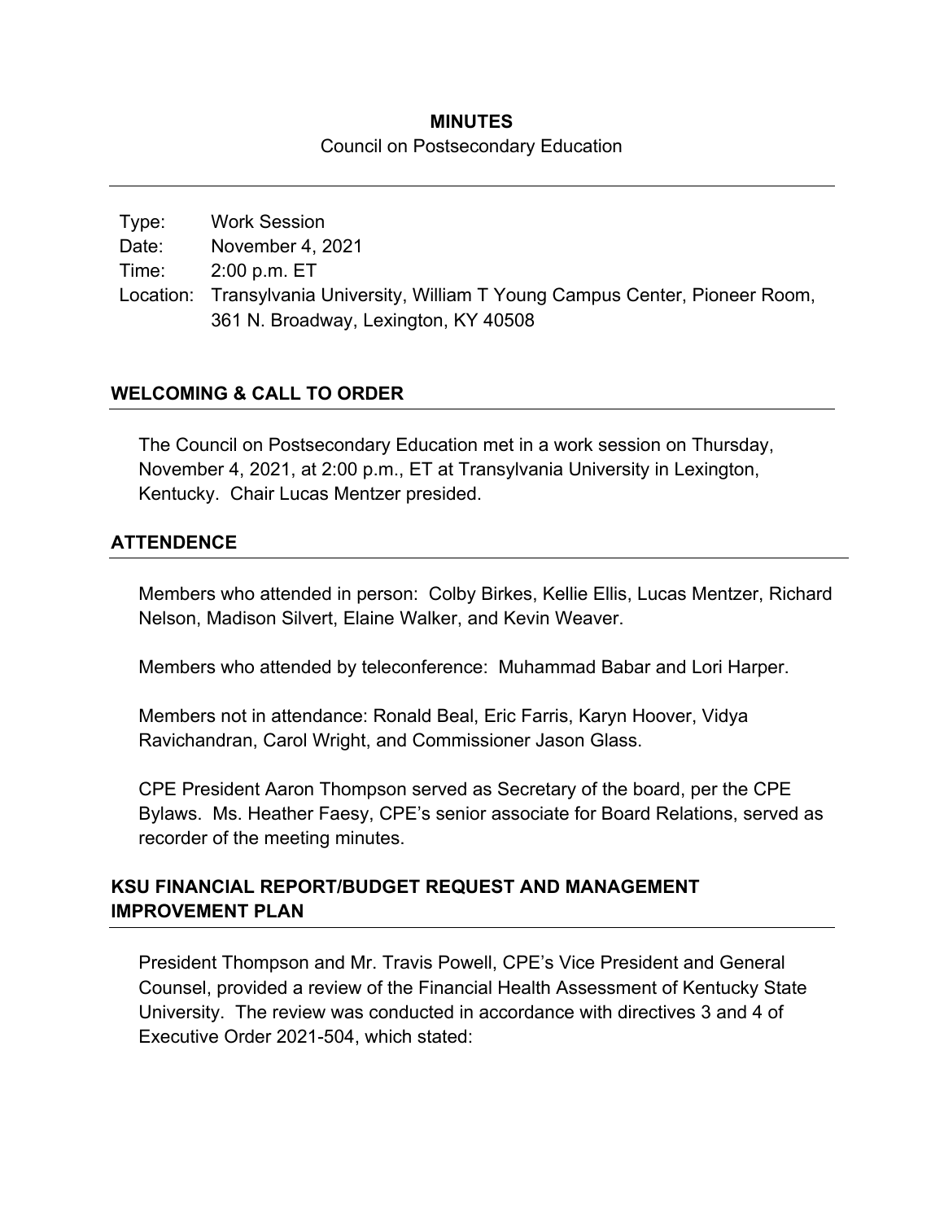# MINUTES

Council on Postsecondary Education

| | |
|---|---|
| Type: | Work Session |
| Date: | November 4, 2021 |
| Time: | 2:00 p.m. ET |
| Location: | Transylvania University, William T Young Campus Center, Pioneer Room, 361 N. Broadway, Lexington, KY 40508 |

## WELCOMING & CALL TO ORDER

The Council on Postsecondary Education met in a work session on Thursday, November 4, 2021, at 2:00 p.m., ET at Transylvania University in Lexington, Kentucky. Chair Lucas Mentzer presided.

## ATTENDENCE

Members who attended in person: Colby Birkes, Kellie Ellis, Lucas Mentzer, Richard Nelson, Madison Silvert, Elaine Walker, and Kevin Weaver.

Members who attended by teleconference: Muhammad Babar and Lori Harper.

Members not in attendance: Ronald Beal, Eric Farris, Karyn Hoover, Vidya Ravichandran, Carol Wright, and Commissioner Jason Glass.

CPE President Aaron Thompson served as Secretary of the board, per the CPE Bylaws. Ms. Heather Faesy, CPE's senior associate for Board Relations, served as recorder of the meeting minutes.

## KSU FINANCIAL REPORT/BUDGET REQUEST AND MANAGEMENT IMPROVEMENT PLAN

President Thompson and Mr. Travis Powell, CPE's Vice President and General Counsel, provided a review of the Financial Health Assessment of Kentucky State University. The review was conducted in accordance with directives 3 and 4 of Executive Order 2021-504, which stated: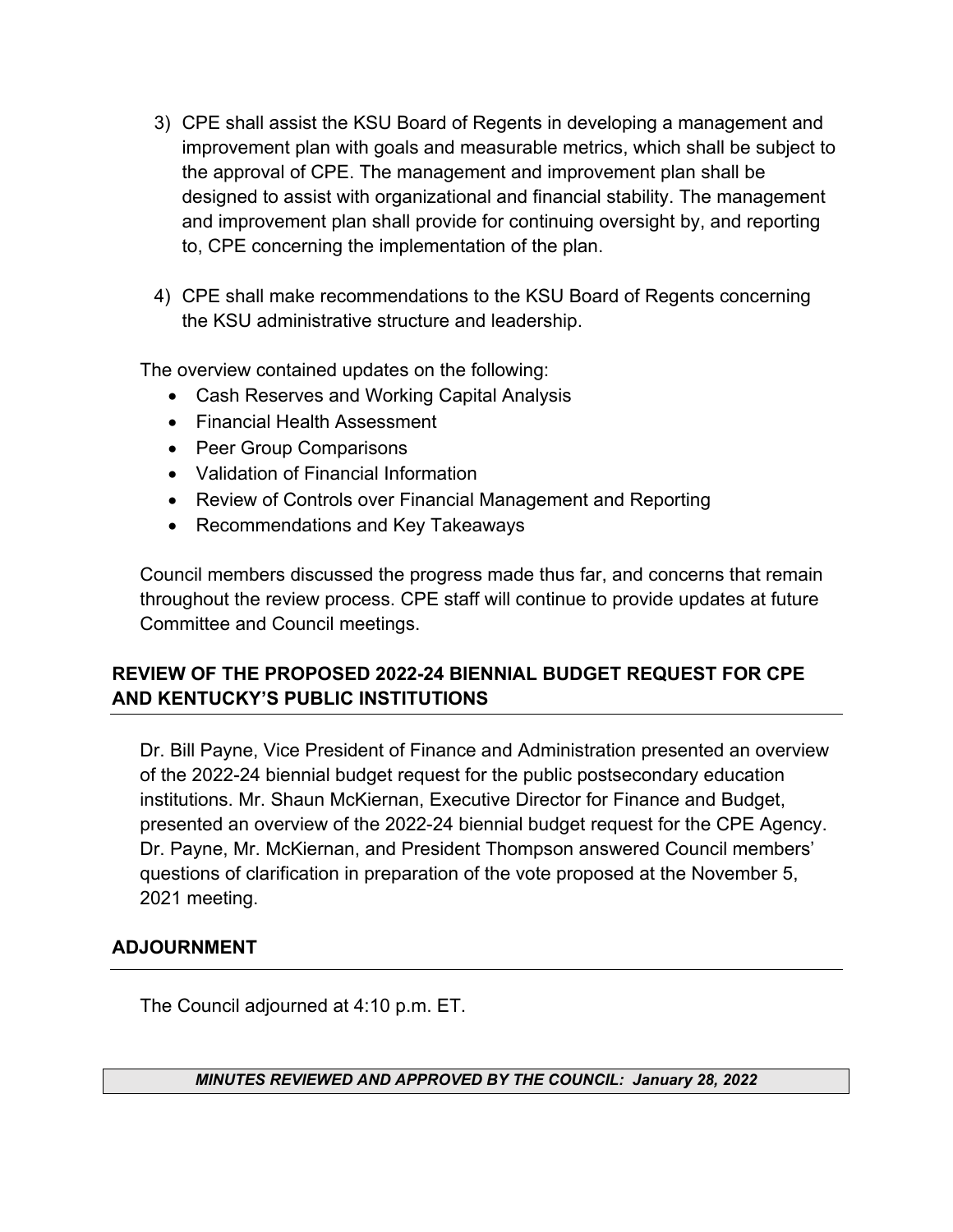3) CPE shall assist the KSU Board of Regents in developing a management and improvement plan with goals and measurable metrics, which shall be subject to the approval of CPE. The management and improvement plan shall be designed to assist with organizational and financial stability. The management and improvement plan shall provide for continuing oversight by, and reporting to, CPE concerning the implementation of the plan.

4) CPE shall make recommendations to the KSU Board of Regents concerning the KSU administrative structure and leadership.

The overview contained updates on the following:

- Cash Reserves and Working Capital Analysis
- Financial Health Assessment
- Peer Group Comparisons
- Validation of Financial Information
- Review of Controls over Financial Management and Reporting
- Recommendations and Key Takeaways

Council members discussed the progress made thus far, and concerns that remain throughout the review process. CPE staff will continue to provide updates at future Committee and Council meetings.

## REVIEW OF THE PROPOSED 2022-24 BIENNIAL BUDGET REQUEST FOR CPE AND KENTUCKY'S PUBLIC INSTITUTIONS

Dr. Bill Payne, Vice President of Finance and Administration presented an overview of the 2022-24 biennial budget request for the public postsecondary education institutions. Mr. Shaun McKiernan, Executive Director for Finance and Budget, presented an overview of the 2022-24 biennial budget request for the CPE Agency. Dr. Payne, Mr. McKiernan, and President Thompson answered Council members' questions of clarification in preparation of the vote proposed at the November 5, 2021 meeting.

## ADJOURNMENT

The Council adjourned at 4:10 p.m. ET.

***MINUTES REVIEWED AND APPROVED BY THE COUNCIL: January 28, 2022***